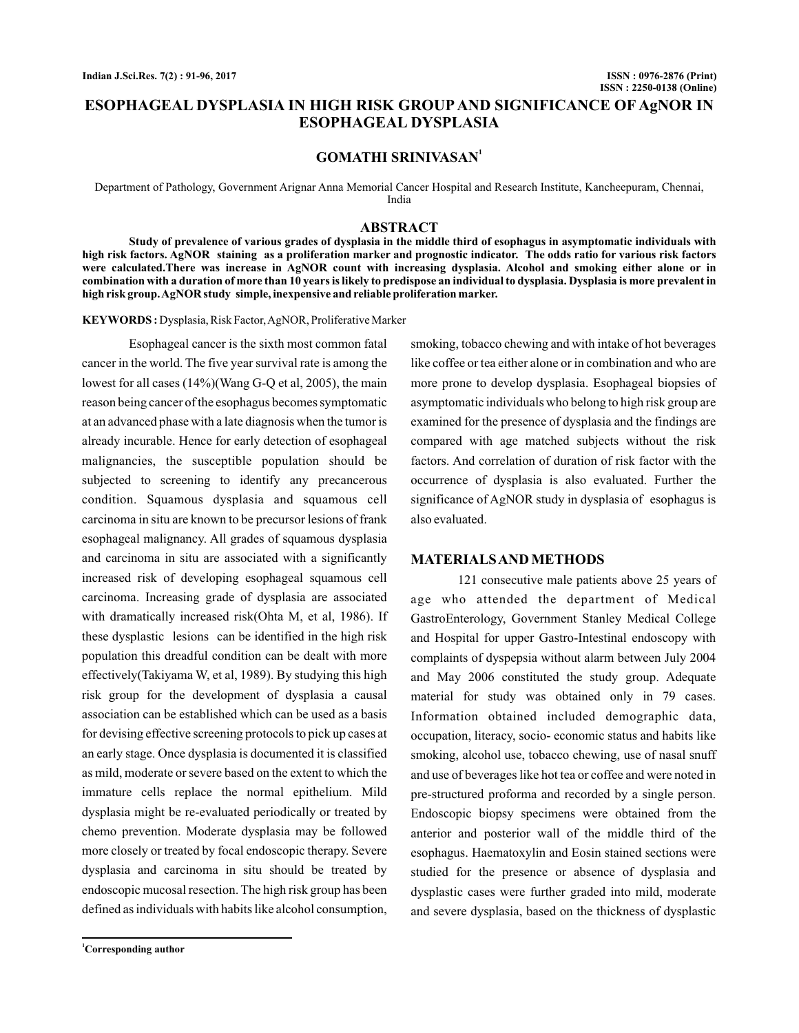# ESOPHAGEAL DYSPLASIA IN HIGH RISK GROUP AND SIGNIFICANCE OF AgNOR IN ESOPHAGEAL DYSPLASIA

**GOMATHI SRINIVASAN[1]**

Department of Pathology, Government Arignar Anna Memorial Cancer Hospital and Research Institute, Kancheepuram, Chennai, India

## ABSTRACT

**Study of prevalence of various grades of dysplasia in the middle third of esophagus in asymptomatic individuals with high risk factors. AgNOR staining as a proliferation marker and prognostic indicator. The odds ratio for various risk factors were calculated. There was increase in AgNOR count with increasing dysplasia. Alcohol and smoking either alone or in combination with a duration of more than 10 years is likely to predispose an individual to dysplasia. Dysplasia is more prevalent in high risk group. AgNOR study simple, inexpensive and reliable proliferation marker.**

**KEYWORDS :** Dysplasia, Risk Factor, AgNOR, Proliferative Marker

Esophageal cancer is the sixth most common fatal cancer in the world. The five year survival rate is among the lowest for all cases (14%)(Wang G-Q et al, 2005), the main reason being cancer of the esophagus becomes symptomatic at an advanced phase with a late diagnosis when the tumor is already incurable. Hence for early detection of esophageal malignancies, the susceptible population should be subjected to screening to identify any precancerous condition. Squamous dysplasia and squamous cell carcinoma in situ are known to be precursor lesions of frank esophageal malignancy. All grades of squamous dysplasia and carcinoma in situ are associated with a significantly increased risk of developing esophageal squamous cell carcinoma. Increasing grade of dysplasia are associated with dramatically increased risk(Ohta M, et al, 1986). If these dysplastic lesions can be identified in the high risk population this dreadful condition can be dealt with more effectively(Takiyama W, et al, 1989). By studying this high risk group for the development of dysplasia a causal association can be established which can be used as a basis for devising effective screening protocols to pick up cases at an early stage. Once dysplasia is documented it is classified as mild, moderate or severe based on the extent to which the immature cells replace the normal epithelium. Mild dysplasia might be re-evaluated periodically or treated by chemo prevention. Moderate dysplasia may be followed more closely or treated by focal endoscopic therapy. Severe dysplasia and carcinoma in situ should be treated by endoscopic mucosal resection. The high risk group has been defined as individuals with habits like alcohol consumption, smoking, tobacco chewing and with intake of hot beverages like coffee or tea either alone or in combination and who are more prone to develop dysplasia. Esophageal biopsies of asymptomatic individuals who belong to high risk group are examined for the presence of dysplasia and the findings are compared with age matched subjects without the risk factors. And correlation of duration of risk factor with the occurrence of dysplasia is also evaluated. Further the significance of AgNOR study in dysplasia of esophagus is also evaluated.

## MATERIALS AND METHODS

121 consecutive male patients above 25 years of age who attended the department of Medical GastroEnterology, Government Stanley Medical College and Hospital for upper Gastro-Intestinal endoscopy with complaints of dyspepsia without alarm between July 2004 and May 2006 constituted the study group. Adequate material for study was obtained only in 79 cases. Information obtained included demographic data, occupation, literacy, socio- economic status and habits like smoking, alcohol use, tobacco chewing, use of nasal snuff and use of beverages like hot tea or coffee and were noted in pre-structured proforma and recorded by a single person. Endoscopic biopsy specimens were obtained from the anterior and posterior wall of the middle third of the esophagus. Haematoxylin and Eosin stained sections were studied for the presence or absence of dysplasia and dysplastic cases were further graded into mild, moderate and severe dysplasia, based on the thickness of dysplastic

[1] **Corresponding author**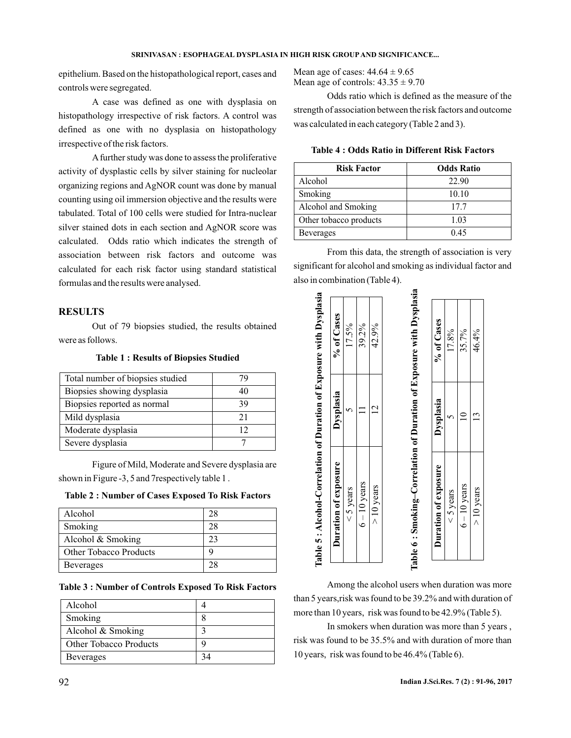epithelium. Based on the histopathological report, cases and controls were segregated.

A case was defined as one with dysplasia on histopathology irrespective of risk factors. A control was defined as one with no dysplasia on histopathology irrespective of the risk factors.

A further study was done to assess the proliferative activity of dysplastic cells by silver staining for nucleolar organizing regions and AgNOR count was done by manual counting using oil immersion objective and the results were tabulated. Total of 100 cells were studied for Intra-nuclear silver stained dots in each section and AgNOR score was calculated. Odds ratio which indicates the strength of association between risk factors and outcome was calculated for each risk factor using standard statistical formulas and the results were analysed.

## RESULTS

Out of 79 biopsies studied, the results obtained were as follows.

**Table 1 : Results of Biopsies Studied**

| Total number of biopsies studied | 79 |
|---|---|
| Biopsies showing dysplasia | 40 |
| Biopsies reported as normal | 39 |
| Mild dysplasia | 21 |
| Moderate dysplasia | 12 |
| Severe dysplasia | 7 |

Figure of Mild, Moderate and Severe dysplasia are shown in Figure -3, 5 and 7respectively table 1 .

**Table 2 : Number of Cases Exposed To Risk Factors**

| Alcohol | 28 |
|---|---|
| Smoking | 28 |
| Alcohol & Smoking | 23 |
| Other Tobacco Products | 9 |
| Beverages | 28 |

**Table 3 : Number of Controls Exposed To Risk Factors**

| Alcohol | 4 |
|---|---|
| Smoking | 8 |
| Alcohol & Smoking | 3 |
| Other Tobacco Products | 9 |
| Beverages | 34 |

Mean age of cases: $44.64 \pm 9.65$
Mean age of controls: $43.35 \pm 9.70$

Odds ratio which is defined as the measure of the strength of association between the risk factors and outcome was calculated in each category (Table 2 and 3).

**Table 4 : Odds Ratio in Different Risk Factors**

| Risk Factor | Odds Ratio |
|---|---|
| Alcohol | 22.90 |
| Smoking | 10.10 |
| Alcohol and Smoking | 17.7 |
| Other tobacco products | 1.03 |
| Beverages | 0.45 |

From this data, the strength of association is very significant for alcohol and smoking as individual factor and also in combination (Table 4).

**Table 5 : Alcohol-Correlation of Duration of Exposure with Dysplasia**

| Duration of exposure | Dysplasia | % of Cases |
|---|---|---|
| < 5 years | 5 | 17.5% |
| 6 – 10 years | 11 | 39.2% |
| > 10 years | 12 | 42.9% |

**Table 6 : Smoking–Correlation of Duration of Exposure with Dysplasia**

| Duration of exposure | Dysplasia | % of Cases |
|---|---|---|
| < 5 years | 5 | 17.8% |
| 6 – 10 years | 10 | 35.7% |
| > 10 years | 13 | 46.4% |

Among the alcohol users when duration was more than 5 years,risk was found to be 39.2% and with duration of more than 10 years, risk was found to be 42.9% (Table 5).

In smokers when duration was more than 5 years , risk was found to be 35.5% and with duration of more than 10 years, risk was found to be 46.4% (Table 6).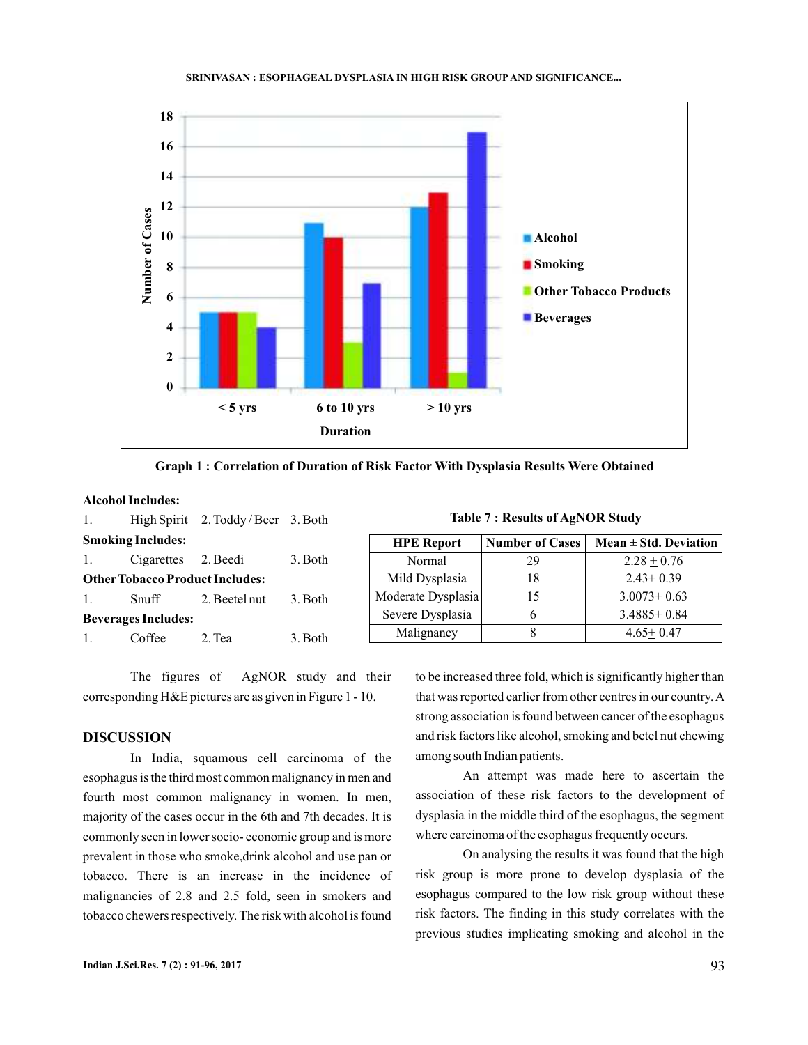Graph 1 : Correlation of Duration of Risk Factor With Dysplasia Results Were Obtained

**Alcohol Includes:**

1. High Spirit 2. Toddy / Beer 3. Both

**Smoking Includes:**

1. Cigarettes 2. Beedi 3. Both

**Other Tobacco Product Includes:**

1. Snuff 2. Beetel nut 3. Both

**Beverages Includes:**

1. Coffee 2. Tea 3. Both

**Table 7 : Results of AgNOR Study**

| HPE Report | Number of Cases | Mean ± Std. Deviation |
|---|---|---|
| Normal | 29 | 2.28 ± 0.76 |
| Mild Dysplasia | 18 | 2.43± 0.39 |
| Moderate Dysplasia | 15 | 3.0073± 0.63 |
| Severe Dysplasia | 6 | 3.4885± 0.84 |
| Malignancy | 8 | 4.65± 0.47 |

The figures of AgNOR study and their corresponding H&E pictures are as given in Figure 1 - 10.

## DISCUSSION

In India, squamous cell carcinoma of the esophagus is the third most common malignancy in men and fourth most common malignancy in women. In men, majority of the cases occur in the 6th and 7th decades. It is commonly seen in lower socio- economic group and is more prevalent in those who smoke,drink alcohol and use pan or tobacco. There is an increase in the incidence of malignancies of 2.8 and 2.5 fold, seen in smokers and tobacco chewers respectively. The risk with alcohol is found to be increased three fold, which is significantly higher than that was reported earlier from other centres in our country. A strong association is found between cancer of the esophagus and risk factors like alcohol, smoking and betel nut chewing among south Indian patients.

An attempt was made here to ascertain the association of these risk factors to the development of dysplasia in the middle third of the esophagus, the segment where carcinoma of the esophagus frequently occurs.

On analysing the results it was found that the high risk group is more prone to develop dysplasia of the esophagus compared to the low risk group without these risk factors. The finding in this study correlates with the previous studies implicating smoking and alcohol in the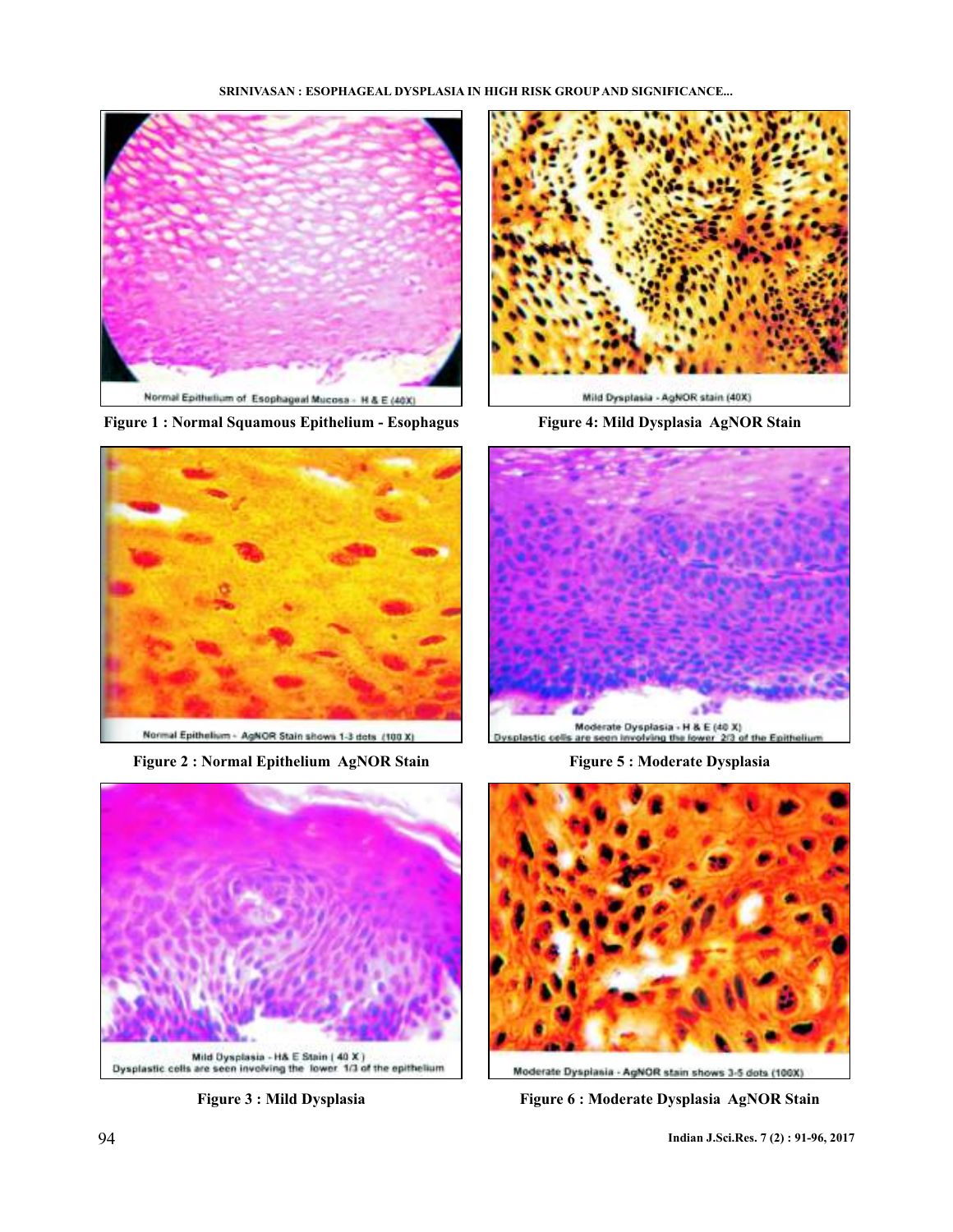Normal Epithelium of Esophageal Mucosa - H & E (40X)

**Figure 1 : Normal Squamous Epithelium - Esophagus**

Mild Dysplasia - AgNOR stain (40X)

**Figure 4: Mild Dysplasia AgNOR Stain**

Normal Epithelium - AgNOR Stain shows 1-3 dots (100 X)

**Figure 2 : Normal Epithelium AgNOR Stain**

Moderate Dysplasia - H & E (40 X)
Dysplastic cells are seen involving the lower 2/3 of the Epithelium

**Figure 5 : Moderate Dysplasia**

Mild Dysplasia - H& E Stain ( 40 X )
Dysplastic cells are seen involving the lower 1/3 of the epithelium

**Figure 3 : Mild Dysplasia**

Moderate Dysplasia - AgNOR stain shows 3-5 dots (100X)

**Figure 6 : Moderate Dysplasia AgNOR Stain**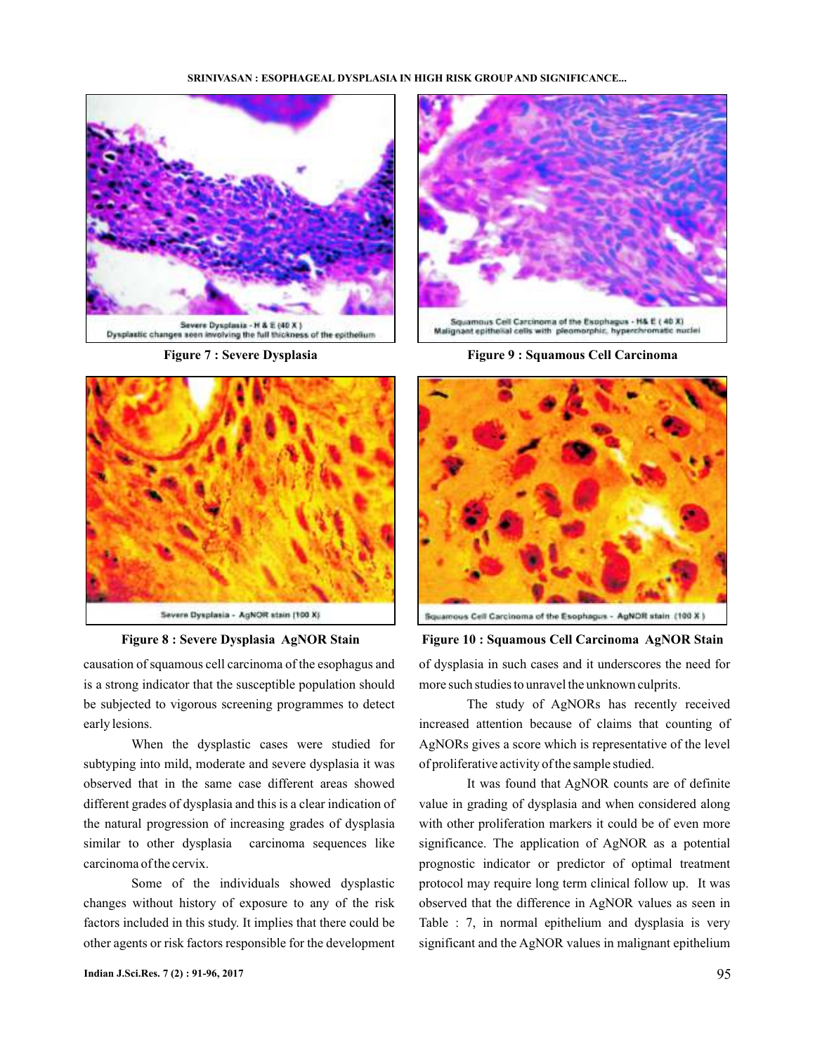Severe Dysplasia - H & E (40 X)
Dysplastic changes seen involving the full thickness of the epithelium

**Figure 7 : Severe Dysplasia**

Squamous Cell Carcinoma of the Esophagus - H& E ( 40 X)
Malignant epithelial cells with pleomorphic, hyperchromatic nuclei

**Figure 9 : Squamous Cell Carcinoma**

Severe Dysplasia - AgNOR stain (100 X)

**Figure 8 : Severe Dysplasia AgNOR Stain**

Squamous Cell Carcinoma of the Esophagus - AgNOR stain (100 X )

**Figure 10 : Squamous Cell Carcinoma AgNOR Stain**

causation of squamous cell carcinoma of the esophagus and is a strong indicator that the susceptible population should be subjected to vigorous screening programmes to detect early lesions.

When the dysplastic cases were studied for subtyping into mild, moderate and severe dysplasia it was observed that in the same case different areas showed different grades of dysplasia and this is a clear indication of the natural progression of increasing grades of dysplasia similar to other dysplasia carcinoma sequences like carcinoma of the cervix.

Some of the individuals showed dysplastic changes without history of exposure to any of the risk factors included in this study. It implies that there could be other agents or risk factors responsible for the development of dysplasia in such cases and it underscores the need for more such studies to unravel the unknown culprits.

The study of AgNORs has recently received increased attention because of claims that counting of AgNORs gives a score which is representative of the level of proliferative activity of the sample studied.

It was found that AgNOR counts are of definite value in grading of dysplasia and when considered along with other proliferation markers it could be of even more significance. The application of AgNOR as a potential prognostic indicator or predictor of optimal treatment protocol may require long term clinical follow up. It was observed that the difference in AgNOR values as seen in Table : 7, in normal epithelium and dysplasia is very significant and the AgNOR values in malignant epithelium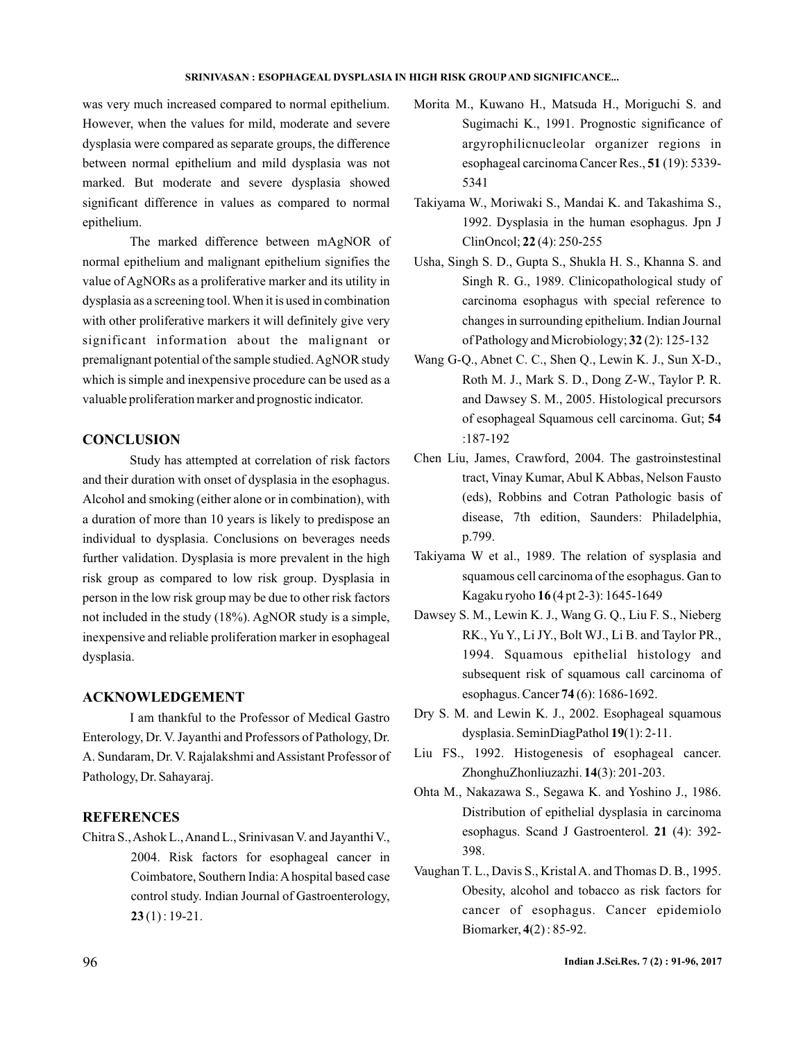was very much increased compared to normal epithelium. However, when the values for mild, moderate and severe dysplasia were compared as separate groups, the difference between normal epithelium and mild dysplasia was not marked. But moderate and severe dysplasia showed significant difference in values as compared to normal epithelium.

The marked difference between mAgNOR of normal epithelium and malignant epithelium signifies the value of AgNORs as a proliferative marker and its utility in dysplasia as a screening tool. When it is used in combination with other proliferative markers it will definitely give very significant information about the malignant or premalignant potential of the sample studied. AgNOR study which is simple and inexpensive procedure can be used as a valuable proliferation marker and prognostic indicator.

## CONCLUSION

Study has attempted at correlation of risk factors and their duration with onset of dysplasia in the esophagus. Alcohol and smoking (either alone or in combination), with a duration of more than 10 years is likely to predispose an individual to dysplasia. Conclusions on beverages needs further validation. Dysplasia is more prevalent in the high risk group as compared to low risk group. Dysplasia in person in the low risk group may be due to other risk factors not included in the study (18%). AgNOR study is a simple, inexpensive and reliable proliferation marker in esophageal dysplasia.

## ACKNOWLEDGEMENT

I am thankful to the Professor of Medical Gastro Enterology, Dr. V. Jayanthi and Professors of Pathology, Dr. A. Sundaram, Dr. V. Rajalakshmi and Assistant Professor of Pathology, Dr. Sahayaraj.

## REFERENCES

Chitra S., Ashok L., Anand L., Srinivasan V. and Jayanthi V., 2004. Risk factors for esophageal cancer in Coimbatore, Southern India: A hospital based case control study. Indian Journal of Gastroenterology, **23** (1) : 19-21.

Morita M., Kuwano H., Matsuda H., Moriguchi S. and Sugimachi K., 1991. Prognostic significance of argyrophilicnucleolar organizer regions in esophageal carcinoma Cancer Res., **51** (19): 5339-5341

Takiyama W., Moriwaki S., Mandai K. and Takashima S., 1992. Dysplasia in the human esophagus. Jpn J ClinOncol; **22** (4): 250-255

Usha, Singh S. D., Gupta S., Shukla H. S., Khanna S. and Singh R. G., 1989. Clinicopathological study of carcinoma esophagus with special reference to changes in surrounding epithelium. Indian Journal of Pathology and Microbiology; **32** (2): 125-132

Wang G-Q., Abnet C. C., Shen Q., Lewin K. J., Sun X-D., Roth M. J., Mark S. D., Dong Z-W., Taylor P. R. and Dawsey S. M., 2005. Histological precursors of esophageal Squamous cell carcinoma. Gut; **54** :187-192

Chen Liu, James, Crawford, 2004. The gastroinstestinal tract, Vinay Kumar, Abul K Abbas, Nelson Fausto (eds), Robbins and Cotran Pathologic basis of disease, 7th edition, Saunders: Philadelphia, p.799.

Takiyama W et al., 1989. The relation of sysplasia and squamous cell carcinoma of the esophagus. Gan to Kagaku ryoho **16** (4 pt 2-3): 1645-1649

Dawsey S. M., Lewin K. J., Wang G. Q., Liu F. S., Nieberg RK., Yu Y., Li JY., Bolt WJ., Li B. and Taylor PR., 1994. Squamous epithelial histology and subsequent risk of squamous call carcinoma of esophagus. Cancer **74** (6): 1686-1692.

Dry S. M. and Lewin K. J., 2002. Esophageal squamous dysplasia. SeminDiagPathol **19**(1): 2-11.

Liu FS., 1992. Histogenesis of esophageal cancer. ZhonghuZhonliuzazhi. **14**(3): 201-203.

Ohta M., Nakazawa S., Segawa K. and Yoshino J., 1986. Distribution of epithelial dysplasia in carcinoma esophagus. Scand J Gastroenterol. **21** (4): 392-398.

Vaughan T. L., Davis S., Kristal A. and Thomas D. B., 1995. Obesity, alcohol and tobacco as risk factors for cancer of esophagus. Cancer epidemiolo Biomarker, **4**(2) : 85-92.